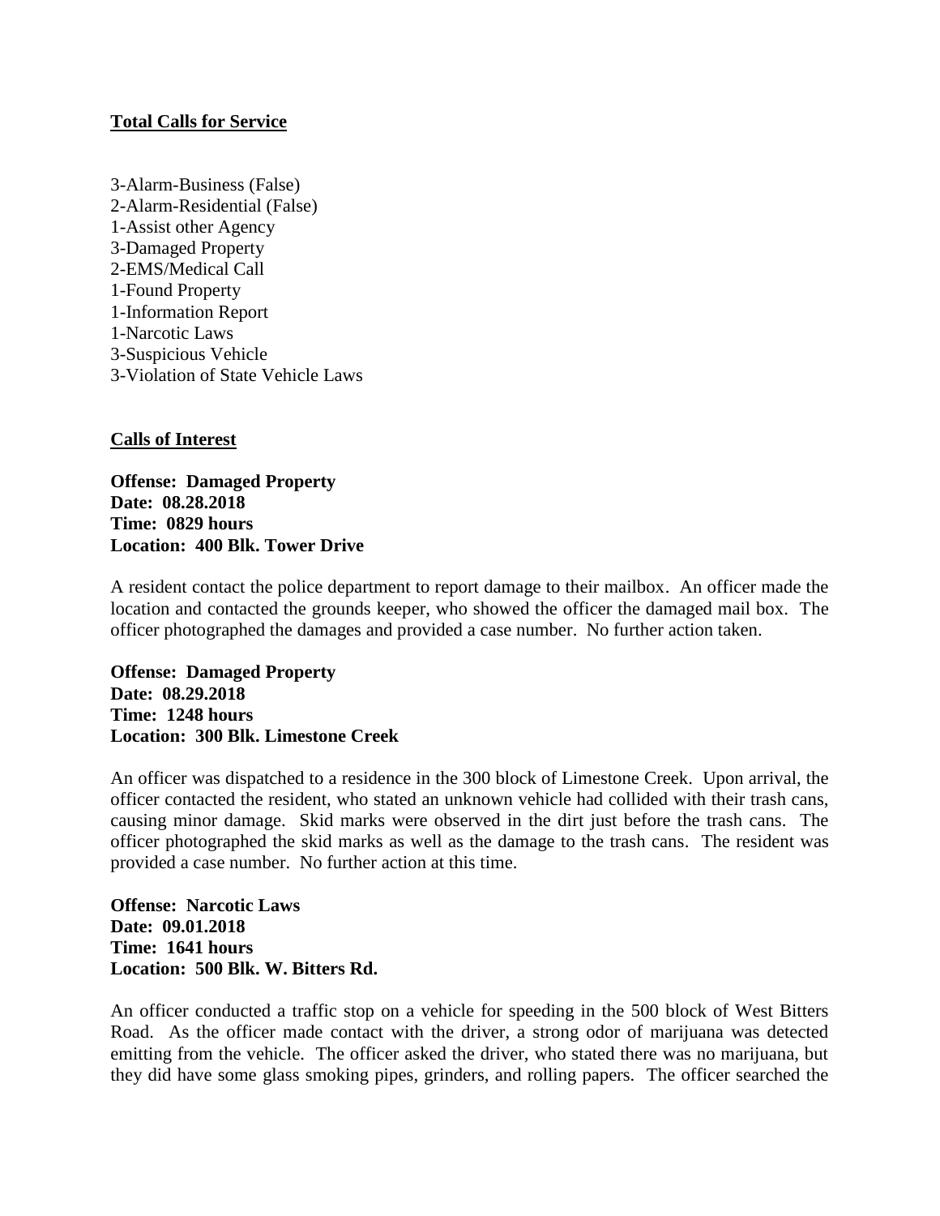**Total Calls for Service**

3-Alarm-Business (False)
2-Alarm-Residential (False)
1-Assist other Agency
3-Damaged Property
2-EMS/Medical Call
1-Found Property
1-Information Report
1-Narcotic Laws
3-Suspicious Vehicle
3-Violation of State Vehicle Laws

**Calls of Interest**

**Offense: Damaged Property**
**Date: 08.28.2018**
**Time: 0829 hours**
**Location: 400 Blk. Tower Drive**

A resident contact the police department to report damage to their mailbox. An officer made the location and contacted the grounds keeper, who showed the officer the damaged mail box. The officer photographed the damages and provided a case number. No further action taken.

**Offense: Damaged Property**
**Date: 08.29.2018**
**Time: 1248 hours**
**Location: 300 Blk. Limestone Creek**

An officer was dispatched to a residence in the 300 block of Limestone Creek. Upon arrival, the officer contacted the resident, who stated an unknown vehicle had collided with their trash cans, causing minor damage. Skid marks were observed in the dirt just before the trash cans. The officer photographed the skid marks as well as the damage to the trash cans. The resident was provided a case number. No further action at this time.

**Offense: Narcotic Laws**
**Date: 09.01.2018**
**Time: 1641 hours**
**Location: 500 Blk. W. Bitters Rd.**

An officer conducted a traffic stop on a vehicle for speeding in the 500 block of West Bitters Road. As the officer made contact with the driver, a strong odor of marijuana was detected emitting from the vehicle. The officer asked the driver, who stated there was no marijuana, but they did have some glass smoking pipes, grinders, and rolling papers. The officer searched the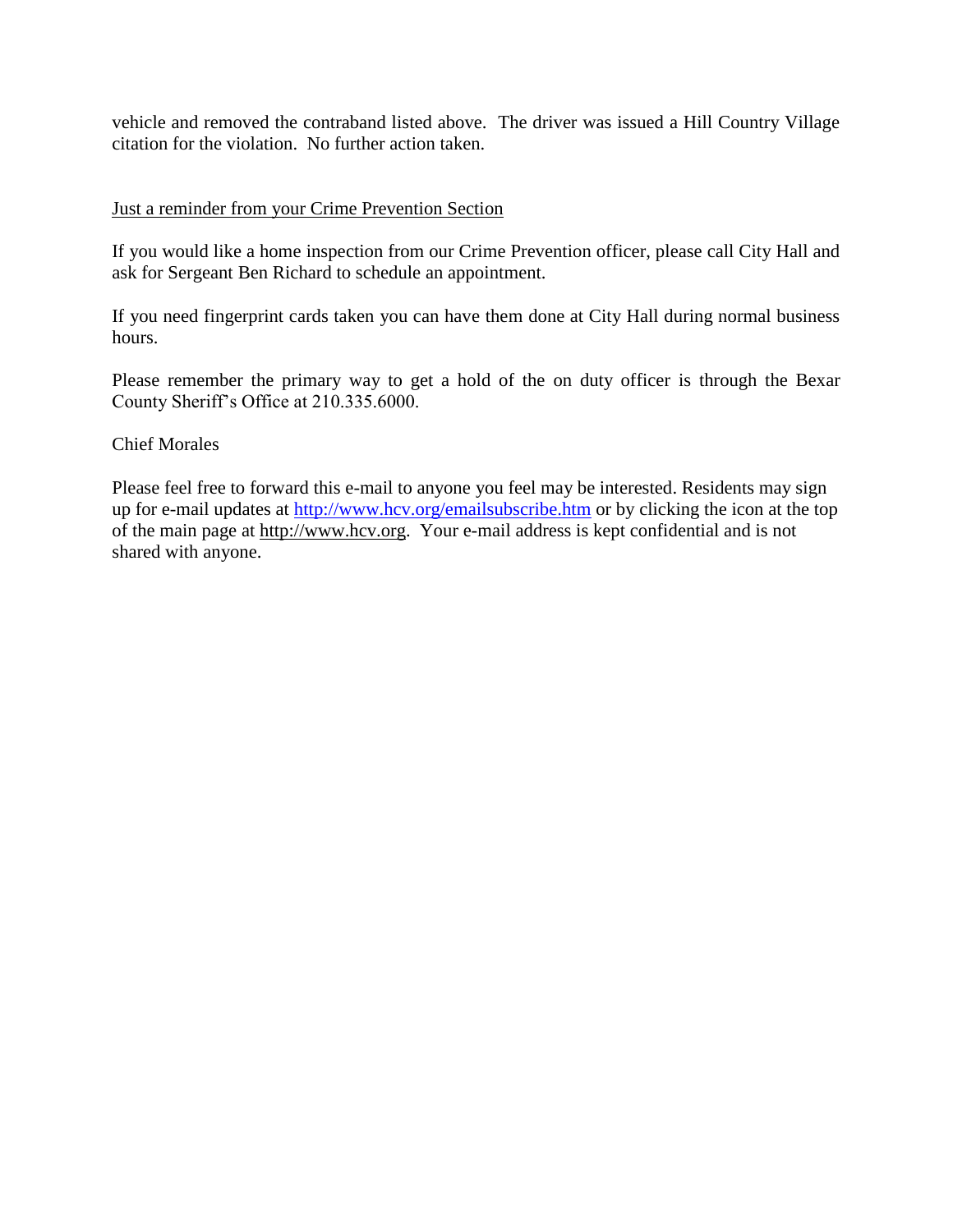vehicle and removed the contraband listed above. The driver was issued a Hill Country Village citation for the violation. No further action taken.

Just a reminder from your Crime Prevention Section

If you would like a home inspection from our Crime Prevention officer, please call City Hall and ask for Sergeant Ben Richard to schedule an appointment.

If you need fingerprint cards taken you can have them done at City Hall during normal business hours.

Please remember the primary way to get a hold of the on duty officer is through the Bexar County Sheriff's Office at 210.335.6000.

Chief Morales

Please feel free to forward this e-mail to anyone you feel may be interested. Residents may sign up for e-mail updates at http://www.hcv.org/emailsubscribe.htm or by clicking the icon at the top of the main page at http://www.hcv.org. Your e-mail address is kept confidential and is not shared with anyone.